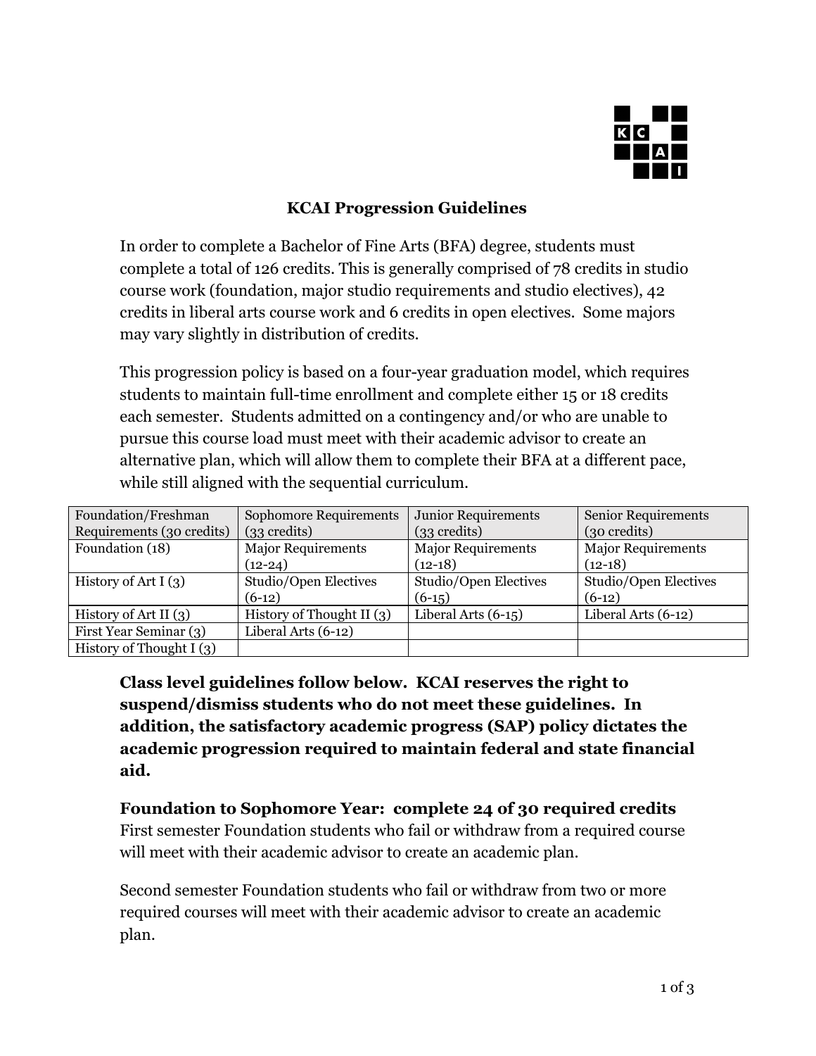# KCAI Progression Guidelines

In order to complete a Bachelor of Fine Arts (BFA) degree, students must complete a total of 126 credits. This is generally comprised of 78 credits in studio course work (foundation, major studio requirements and studio electives), 42 credits in liberal arts course work and 6 credits in open electives. Some majors may vary slightly in distribution of credits.

This progression policy is based on a four-year graduation model, which requires students to maintain full-time enrollment and complete either 15 or 18 credits each semester. Students admitted on a contingency and/or who are unable to pursue this course load must meet with their academic advisor to create an alternative plan, which will allow them to complete their BFA at a different pace, while still aligned with the sequential curriculum.

| Foundation/Freshman Requirements (30 credits) | Sophomore Requirements (33 credits) | Junior Requirements (33 credits) | Senior Requirements (30 credits) |
|---|---|---|---|
| Foundation (18) | Major Requirements (12-24) | Major Requirements (12-18) | Major Requirements (12-18) |
| History of Art I (3) | Studio/Open Electives (6-12) | Studio/Open Electives (6-15) | Studio/Open Electives (6-12) |
| History of Art II (3) | History of Thought II (3) | Liberal Arts (6-15) | Liberal Arts (6-12) |
| First Year Seminar (3) | Liberal Arts (6-12) | | |
| History of Thought I (3) | | | |

**Class level guidelines follow below. KCAI reserves the right to suspend/dismiss students who do not meet these guidelines. In addition, the satisfactory academic progress (SAP) policy dictates the academic progression required to maintain federal and state financial aid.**

**Foundation to Sophomore Year: complete 24 of 30 required credits**

First semester Foundation students who fail or withdraw from a required course will meet with their academic advisor to create an academic plan.

Second semester Foundation students who fail or withdraw from two or more required courses will meet with their academic advisor to create an academic plan.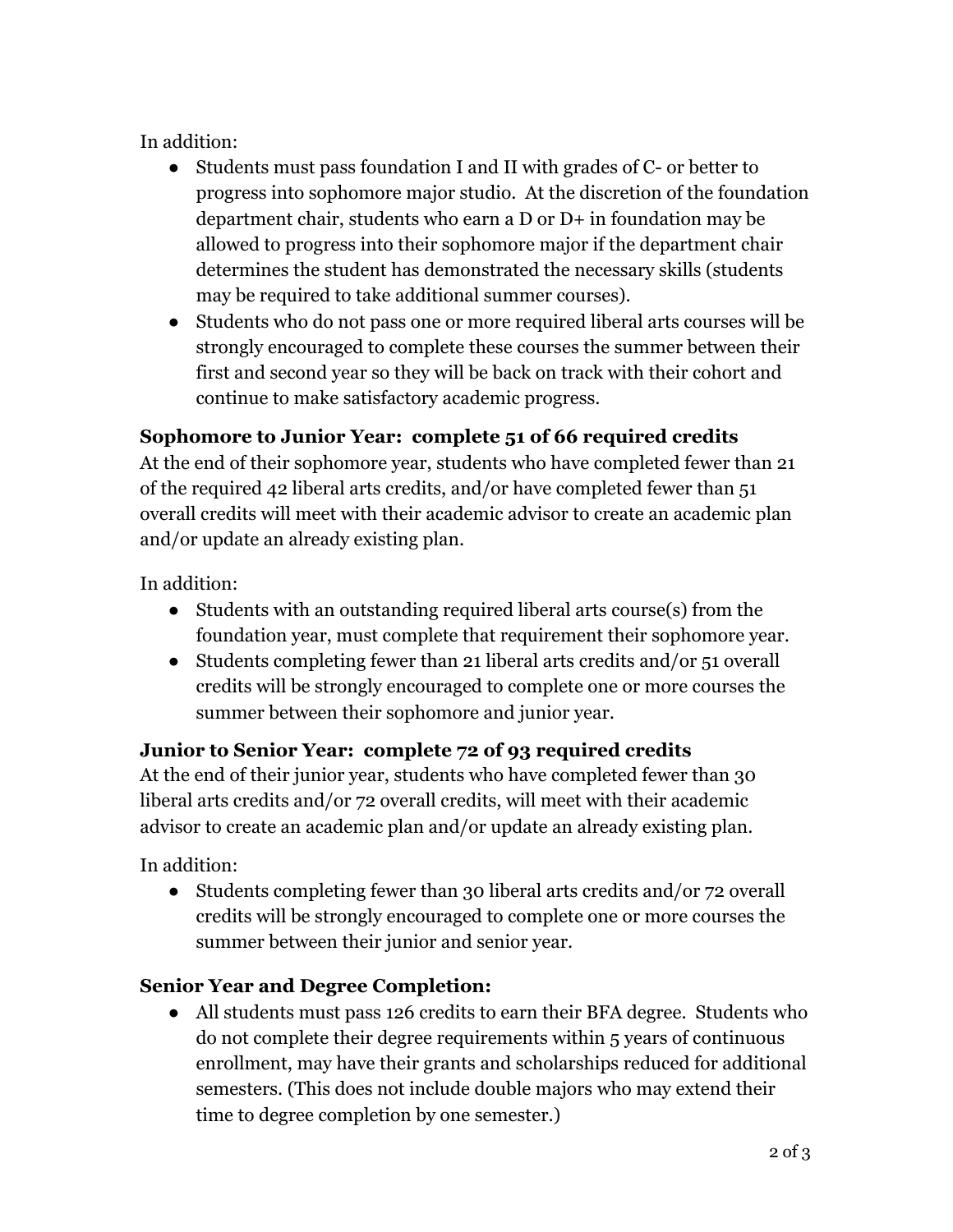In addition:

- Students must pass foundation I and II with grades of C- or better to progress into sophomore major studio. At the discretion of the foundation department chair, students who earn a D or D+ in foundation may be allowed to progress into their sophomore major if the department chair determines the student has demonstrated the necessary skills (students may be required to take additional summer courses).
- Students who do not pass one or more required liberal arts courses will be strongly encouraged to complete these courses the summer between their first and second year so they will be back on track with their cohort and continue to make satisfactory academic progress.

### Sophomore to Junior Year: complete 51 of 66 required credits

At the end of their sophomore year, students who have completed fewer than 21 of the required 42 liberal arts credits, and/or have completed fewer than 51 overall credits will meet with their academic advisor to create an academic plan and/or update an already existing plan.

In addition:

- Students with an outstanding required liberal arts course(s) from the foundation year, must complete that requirement their sophomore year.
- Students completing fewer than 21 liberal arts credits and/or 51 overall credits will be strongly encouraged to complete one or more courses the summer between their sophomore and junior year.

### Junior to Senior Year: complete 72 of 93 required credits

At the end of their junior year, students who have completed fewer than 30 liberal arts credits and/or 72 overall credits, will meet with their academic advisor to create an academic plan and/or update an already existing plan.

In addition:

- Students completing fewer than 30 liberal arts credits and/or 72 overall credits will be strongly encouraged to complete one or more courses the summer between their junior and senior year.

### Senior Year and Degree Completion:

- All students must pass 126 credits to earn their BFA degree. Students who do not complete their degree requirements within 5 years of continuous enrollment, may have their grants and scholarships reduced for additional semesters. (This does not include double majors who may extend their time to degree completion by one semester.)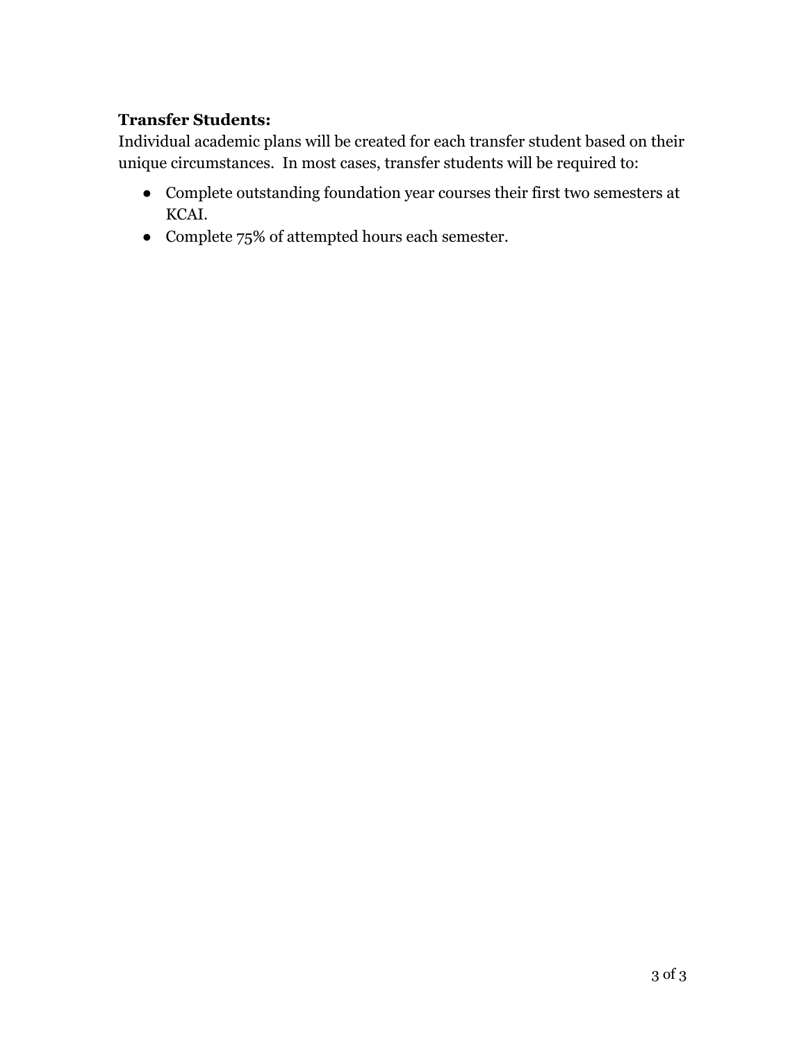**Transfer Students:**
Individual academic plans will be created for each transfer student based on their unique circumstances.  In most cases, transfer students will be required to:

- Complete outstanding foundation year courses their first two semesters at KCAI.
- Complete 75% of attempted hours each semester.